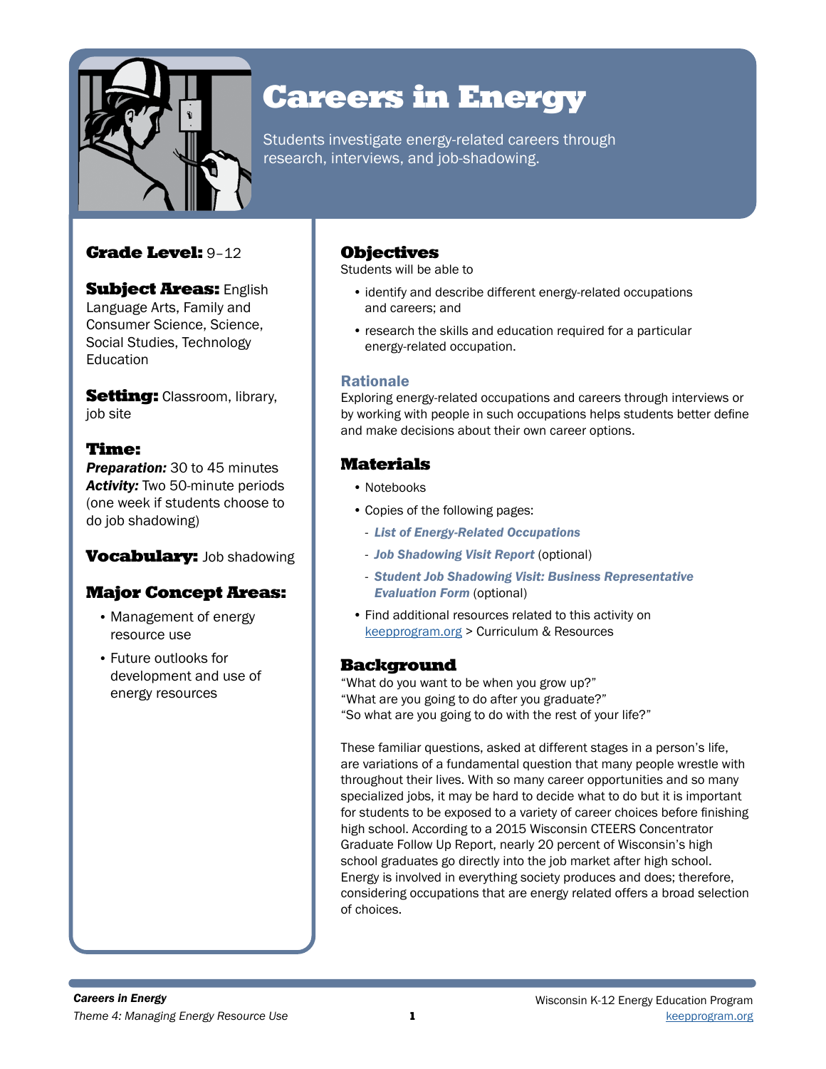# Careers in Energy

Students investigate energy-related careers through research, interviews, and job-shadowing.

**Grade Level:** 9–12

**Subject Areas:** English Language Arts, Family and Consumer Science, Science, Social Studies, Technology Education

**Setting:** Classroom, library, job site

**Time:**
***Preparation:*** 30 to 45 minutes
***Activity:*** Two 50-minute periods (one week if students choose to do job shadowing)

**Vocabulary:** Job shadowing

**Major Concept Areas:**

- Management of energy resource use
- Future outlooks for development and use of energy resources

## Objectives

Students will be able to

- identify and describe different energy-related occupations and careers; and
- research the skills and education required for a particular energy-related occupation.

### Rationale

Exploring energy-related occupations and careers through interviews or by working with people in such occupations helps students better define and make decisions about their own career options.

## Materials

- Notebooks
- Copies of the following pages:
  - *List of Energy-Related Occupations*
  - *Job Shadowing Visit Report* (optional)
  - *Student Job Shadowing Visit: Business Representative Evaluation Form* (optional)
- Find additional resources related to this activity on keepprogram.org > Curriculum & Resources

## Background

"What do you want to be when you grow up?"
"What are you going to do after you graduate?"
"So what are you going to do with the rest of your life?"

These familiar questions, asked at different stages in a person's life, are variations of a fundamental question that many people wrestle with throughout their lives. With so many career opportunities and so many specialized jobs, it may be hard to decide what to do but it is important for students to be exposed to a variety of career choices before finishing high school. According to a 2015 Wisconsin CTEERS Concentrator Graduate Follow Up Report, nearly 20 percent of Wisconsin's high school graduates go directly into the job market after high school. Energy is involved in everything society produces and does; therefore, considering occupations that are energy related offers a broad selection of choices.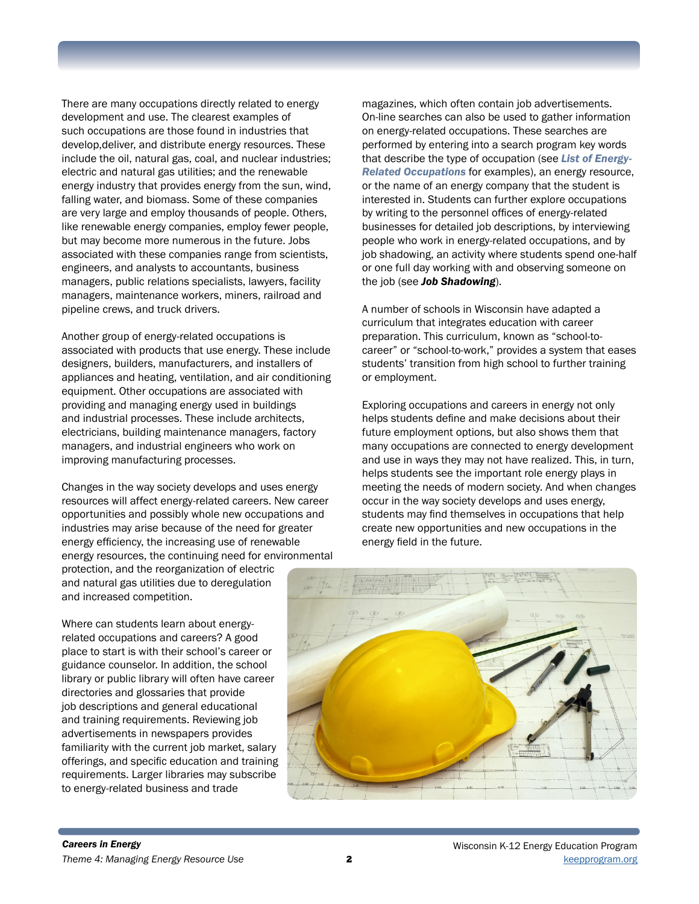There are many occupations directly related to energy development and use. The clearest examples of such occupations are those found in industries that develop,deliver, and distribute energy resources. These include the oil, natural gas, coal, and nuclear industries; electric and natural gas utilities; and the renewable energy industry that provides energy from the sun, wind, falling water, and biomass. Some of these companies are very large and employ thousands of people. Others, like renewable energy companies, employ fewer people, but may become more numerous in the future. Jobs associated with these companies range from scientists, engineers, and analysts to accountants, business managers, public relations specialists, lawyers, facility managers, maintenance workers, miners, railroad and pipeline crews, and truck drivers.

Another group of energy-related occupations is associated with products that use energy. These include designers, builders, manufacturers, and installers of appliances and heating, ventilation, and air conditioning equipment. Other occupations are associated with providing and managing energy used in buildings and industrial processes. These include architects, electricians, building maintenance managers, factory managers, and industrial engineers who work on improving manufacturing processes.

Changes in the way society develops and uses energy resources will affect energy-related careers. New career opportunities and possibly whole new occupations and industries may arise because of the need for greater energy efficiency, the increasing use of renewable energy resources, the continuing need for environmental protection, and the reorganization of electric and natural gas utilities due to deregulation and increased competition.

Where can students learn about energy-related occupations and careers? A good place to start is with their school's career or guidance counselor. In addition, the school library or public library will often have career directories and glossaries that provide job descriptions and general educational and training requirements. Reviewing job advertisements in newspapers provides familiarity with the current job market, salary offerings, and specific education and training requirements. Larger libraries may subscribe to energy-related business and trade magazines, which often contain job advertisements. On-line searches can also be used to gather information on energy-related occupations. These searches are performed by entering into a search program key words that describe the type of occupation (see ***List of Energy-Related Occupations*** for examples), an energy resource, or the name of an energy company that the student is interested in. Students can further explore occupations by writing to the personnel offices of energy-related businesses for detailed job descriptions, by interviewing people who work in energy-related occupations, and by job shadowing, an activity where students spend one-half or one full day working with and observing someone on the job (see ***Job Shadowing***).

A number of schools in Wisconsin have adapted a curriculum that integrates education with career preparation. This curriculum, known as "school-to-career" or "school-to-work," provides a system that eases students' transition from high school to further training or employment.

Exploring occupations and careers in energy not only helps students define and make decisions about their future employment options, but also shows them that many occupations are connected to energy development and use in ways they may not have realized. This, in turn, helps students see the important role energy plays in meeting the needs of modern society. And when changes occur in the way society develops and uses energy, students may find themselves in occupations that help create new opportunities and new occupations in the energy field in the future.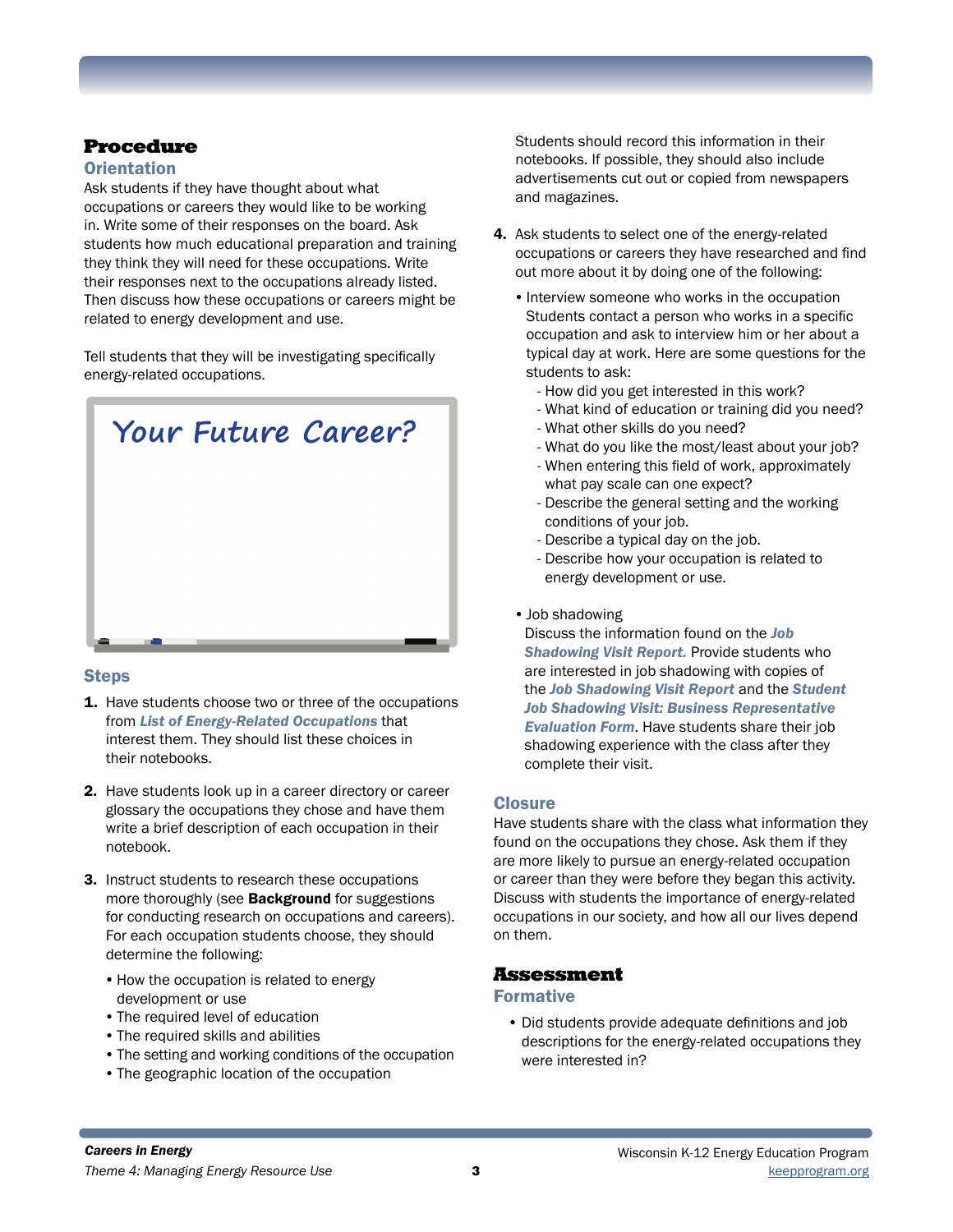## Procedure

### Orientation

Ask students if they have thought about what occupations or careers they would like to be working in. Write some of their responses on the board. Ask students how much educational preparation and training they think they will need for these occupations. Write their responses next to the occupations already listed. Then discuss how these occupations or careers might be related to energy development and use.

Tell students that they will be investigating specifically energy-related occupations.

Your Future Career?

### Steps

1. Have students choose two or three of the occupations from ***List of Energy-Related Occupations*** that interest them. They should list these choices in their notebooks.

2. Have students look up in a career directory or career glossary the occupations they chose and have them write a brief description of each occupation in their notebook.

3. Instruct students to research these occupations more thoroughly (see **Background** for suggestions for conducting research on occupations and careers). For each occupation students choose, they should determine the following:
   - How the occupation is related to energy development or use
   - The required level of education
   - The required skills and abilities
   - The setting and working conditions of the occupation
   - The geographic location of the occupation

   Students should record this information in their notebooks. If possible, they should also include advertisements cut out or copied from newspapers and magazines.

4. Ask students to select one of the energy-related occupations or careers they have researched and find out more about it by doing one of the following:
   - Interview someone who works in the occupation
     Students contact a person who works in a specific occupation and ask to interview him or her about a typical day at work. Here are some questions for the students to ask:
     - How did you get interested in this work?
     - What kind of education or training did you need?
     - What other skills do you need?
     - What do you like the most/least about your job?
     - When entering this field of work, approximately what pay scale can one expect?
     - Describe the general setting and the working conditions of your job.
     - Describe a typical day on the job.
     - Describe how your occupation is related to energy development or use.
   - Job shadowing
     Discuss the information found on the ***Job Shadowing Visit Report.*** Provide students who are interested in job shadowing with copies of the ***Job Shadowing Visit Report*** and the ***Student Job Shadowing Visit: Business Representative Evaluation Form***. Have students share their job shadowing experience with the class after they complete their visit.

### Closure

Have students share with the class what information they found on the occupations they chose. Ask them if they are more likely to pursue an energy-related occupation or career than they were before they began this activity. Discuss with students the importance of energy-related occupations in our society, and how all our lives depend on them.

## Assessment

### Formative

- Did students provide adequate definitions and job descriptions for the energy-related occupations they were interested in?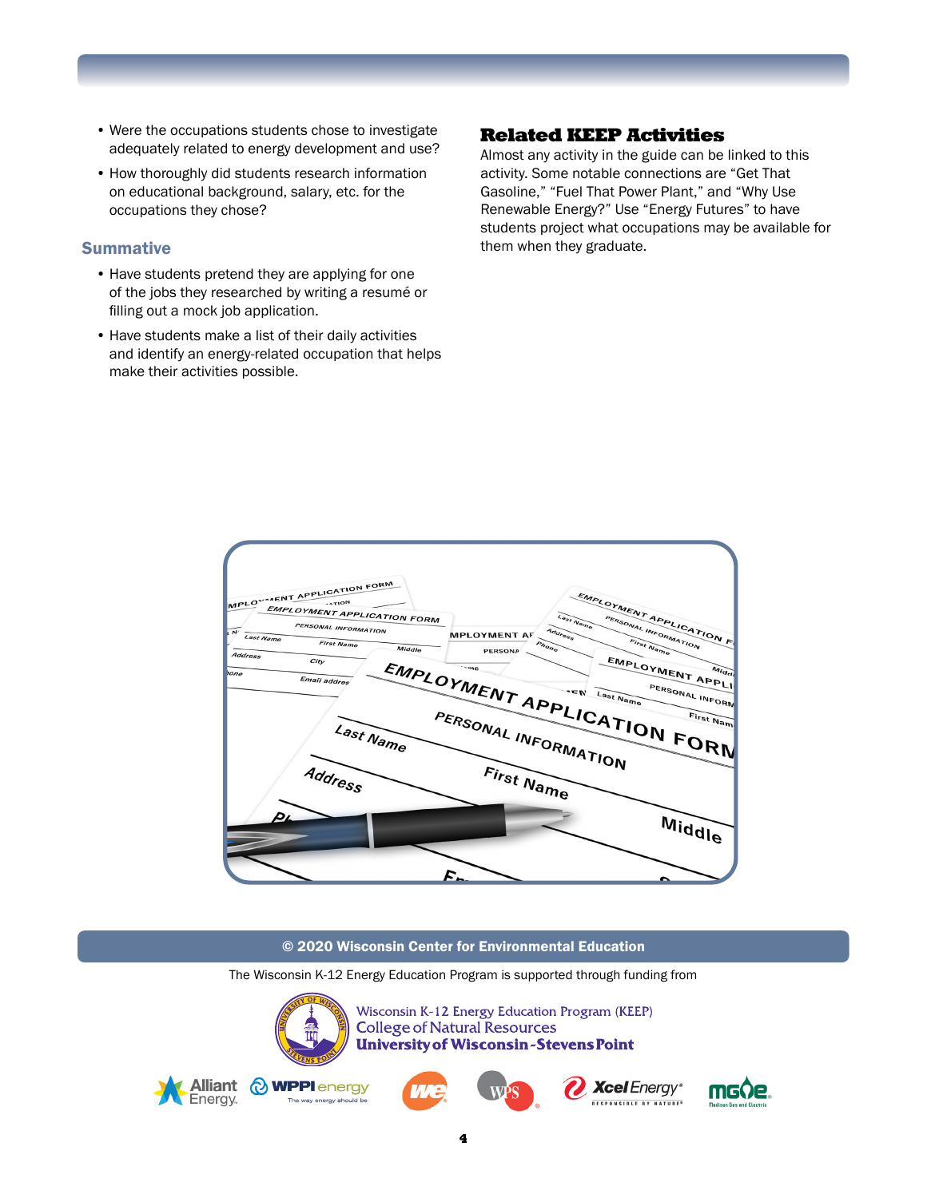- Were the occupations students chose to investigate adequately related to energy development and use?
- How thoroughly did students research information on educational background, salary, etc. for the occupations they chose?

### Summative

- Have students pretend they are applying for one of the jobs they researched by writing a resumé or filling out a mock job application.
- Have students make a list of their daily activities and identify an energy-related occupation that helps make their activities possible.

## Related KEEP Activities

Almost any activity in the guide can be linked to this activity. Some notable connections are "Get That Gasoline," "Fuel That Power Plant," and "Why Use Renewable Energy?" Use "Energy Futures" to have students project what occupations may be available for them when they graduate.

**© 2020 Wisconsin Center for Environmental Education**

The Wisconsin K-12 Energy Education Program is supported through funding from

Wisconsin K-12 Energy Education Program (KEEP)
College of Natural Resources
University of Wisconsin-Stevens Point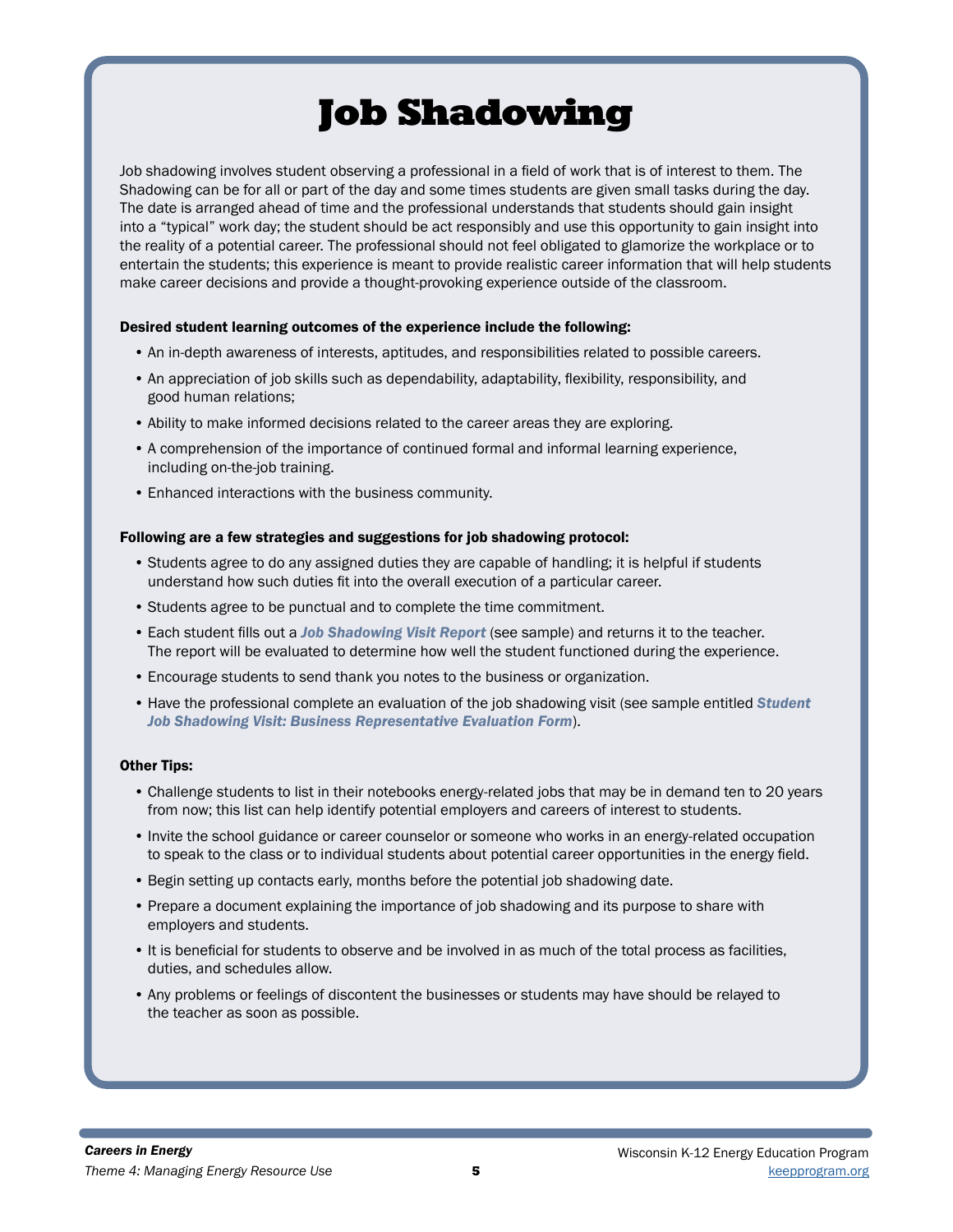# Job Shadowing

Job shadowing involves student observing a professional in a field of work that is of interest to them. The Shadowing can be for all or part of the day and some times students are given small tasks during the day. The date is arranged ahead of time and the professional understands that students should gain insight into a "typical" work day; the student should be act responsibly and use this opportunity to gain insight into the reality of a potential career. The professional should not feel obligated to glamorize the workplace or to entertain the students; this experience is meant to provide realistic career information that will help students make career decisions and provide a thought-provoking experience outside of the classroom.

**Desired student learning outcomes of the experience include the following:**

- An in-depth awareness of interests, aptitudes, and responsibilities related to possible careers.
- An appreciation of job skills such as dependability, adaptability, flexibility, responsibility, and good human relations;
- Ability to make informed decisions related to the career areas they are exploring.
- A comprehension of the importance of continued formal and informal learning experience, including on-the-job training.
- Enhanced interactions with the business community.

**Following are a few strategies and suggestions for job shadowing protocol:**

- Students agree to do any assigned duties they are capable of handling; it is helpful if students understand how such duties fit into the overall execution of a particular career.
- Students agree to be punctual and to complete the time commitment.
- Each student fills out a ***Job Shadowing Visit Report*** (see sample) and returns it to the teacher. The report will be evaluated to determine how well the student functioned during the experience.
- Encourage students to send thank you notes to the business or organization.
- Have the professional complete an evaluation of the job shadowing visit (see sample entitled ***Student Job Shadowing Visit: Business Representative Evaluation Form***).

**Other Tips:**

- Challenge students to list in their notebooks energy-related jobs that may be in demand ten to 20 years from now; this list can help identify potential employers and careers of interest to students.
- Invite the school guidance or career counselor or someone who works in an energy-related occupation to speak to the class or to individual students about potential career opportunities in the energy field.
- Begin setting up contacts early, months before the potential job shadowing date.
- Prepare a document explaining the importance of job shadowing and its purpose to share with employers and students.
- It is beneficial for students to observe and be involved in as much of the total process as facilities, duties, and schedules allow.
- Any problems or feelings of discontent the businesses or students may have should be relayed to the teacher as soon as possible.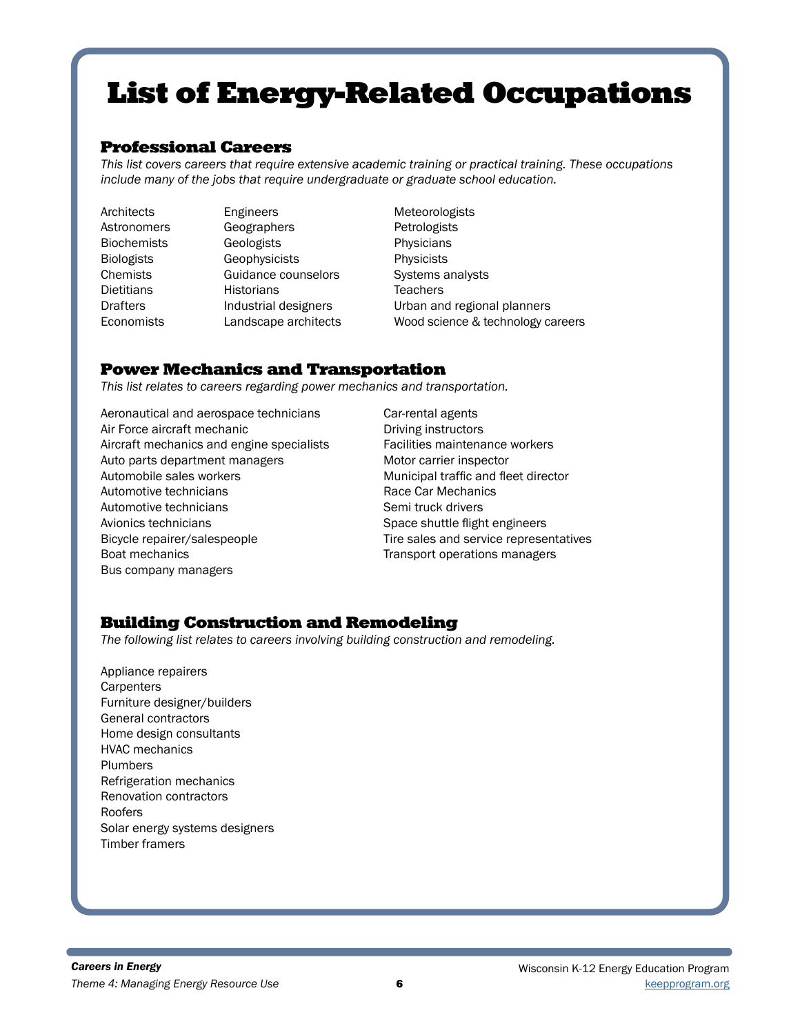# List of Energy-Related Occupations

## Professional Careers

*This list covers careers that require extensive academic training or practical training. These occupations include many of the jobs that require undergraduate or graduate school education.*

Architects
Astronomers
Biochemists
Biologists
Chemists
Dietitians
Drafters
Economists
Engineers
Geographers
Geologists
Geophysicists
Guidance counselors
Historians
Industrial designers
Landscape architects
Meteorologists
Petrologists
Physicians
Physicists
Systems analysts
Teachers
Urban and regional planners
Wood science & technology careers

## Power Mechanics and Transportation

*This list relates to careers regarding power mechanics and transportation.*

Aeronautical and aerospace technicians
Air Force aircraft mechanic
Aircraft mechanics and engine specialists
Auto parts department managers
Automobile sales workers
Automotive technicians
Automotive technicians
Avionics technicians
Bicycle repairer/salespeople
Boat mechanics
Bus company managers
Car-rental agents
Driving instructors
Facilities maintenance workers
Motor carrier inspector
Municipal traffic and fleet director
Race Car Mechanics
Semi truck drivers
Space shuttle flight engineers
Tire sales and service representatives
Transport operations managers

## Building Construction and Remodeling

*The following list relates to careers involving building construction and remodeling.*

Appliance repairers
Carpenters
Furniture designer/builders
General contractors
Home design consultants
HVAC mechanics
Plumbers
Refrigeration mechanics
Renovation contractors
Roofers
Solar energy systems designers
Timber framers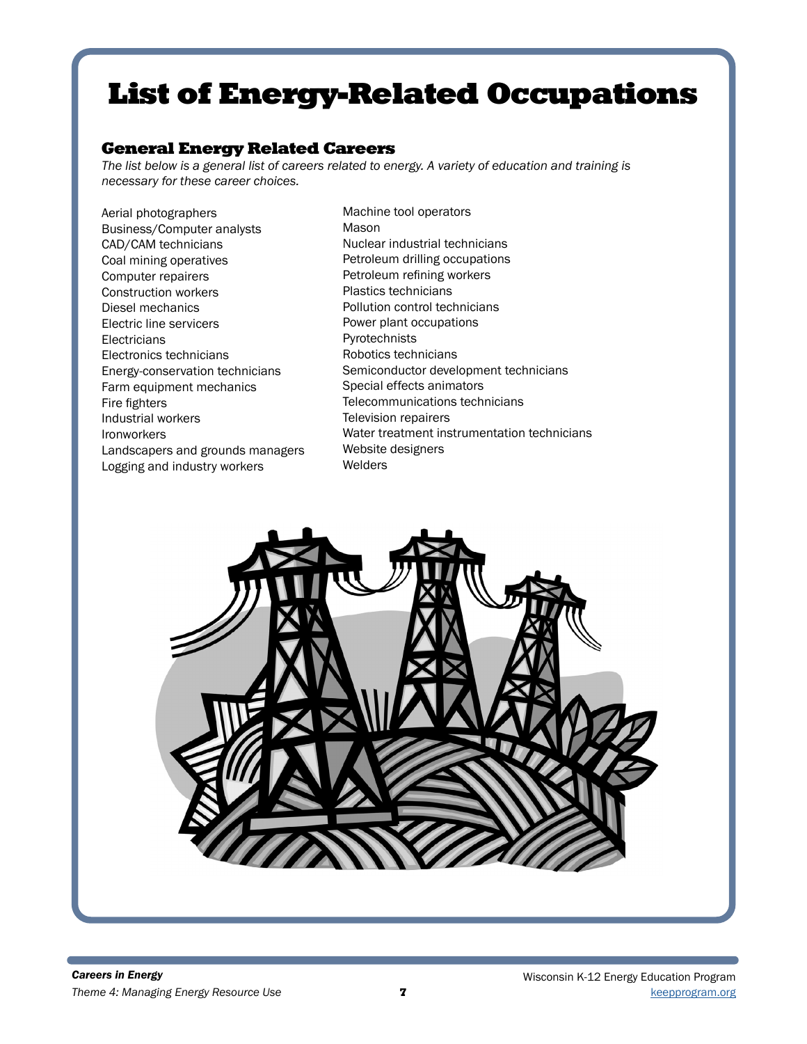# List of Energy-Related Occupations

## General Energy Related Careers

*The list below is a general list of careers related to energy. A variety of education and training is necessary for these career choices.*

Aerial photographers
Business/Computer analysts
CAD/CAM technicians
Coal mining operatives
Computer repairers
Construction workers
Diesel mechanics
Electric line servicers
Electricians
Electronics technicians
Energy-conservation technicians
Farm equipment mechanics
Fire fighters
Industrial workers
Ironworkers
Landscapers and grounds managers
Logging and industry workers
Machine tool operators
Mason
Nuclear industrial technicians
Petroleum drilling occupations
Petroleum refining workers
Plastics technicians
Pollution control technicians
Power plant occupations
Pyrotechnists
Robotics technicians
Semiconductor development technicians
Special effects animators
Telecommunications technicians
Television repairers
Water treatment instrumentation technicians
Website designers
Welders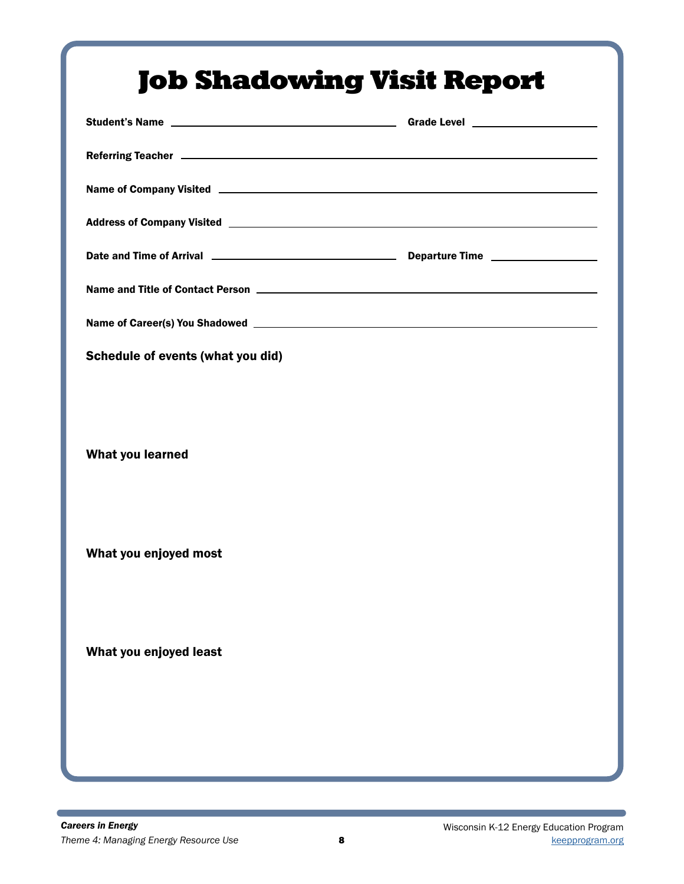# Job Shadowing Visit Report

**Student's Name** ______________________________ **Grade Level** ________________

**Referring Teacher** ____________________________________________________________

**Name of Company Visited** ______________________________________________________

**Address of Company Visited** ____________________________________________________

**Date and Time of Arrival** ________________________ **Departure Time** ____________

**Name and Title of Contact Person** ________________________________________________

**Name of Career(s) You Shadowed** ________________________________________________

**Schedule of events (what you did)**

**What you learned**

**What you enjoyed most**

**What you enjoyed least**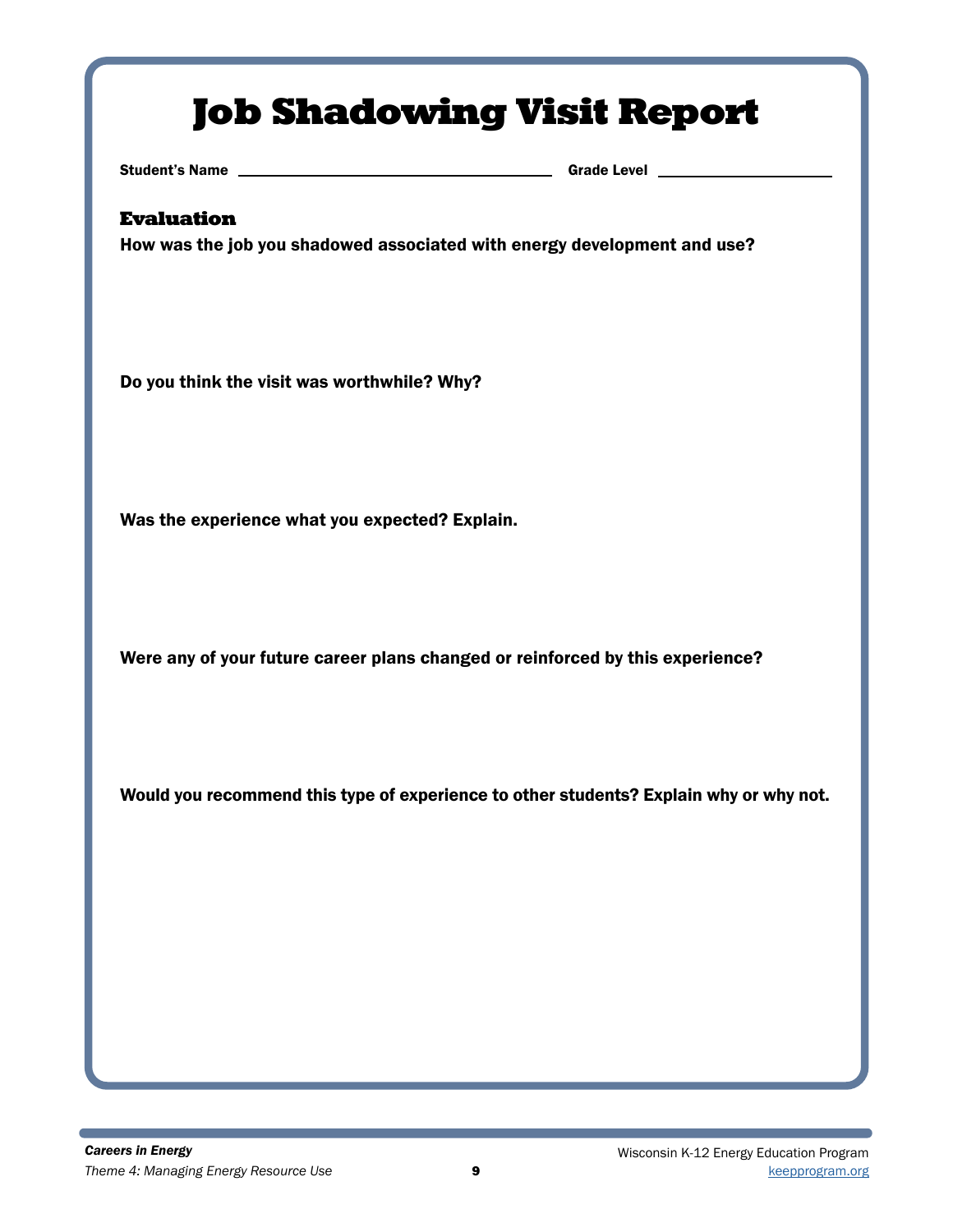# Job Shadowing Visit Report

**Student's Name** ______________________________ **Grade Level** ________________

## Evaluation

**How was the job you shadowed associated with energy development and use?**

**Do you think the visit was worthwhile? Why?**

**Was the experience what you expected? Explain.**

**Were any of your future career plans changed or reinforced by this experience?**

**Would you recommend this type of experience to other students? Explain why or why not.**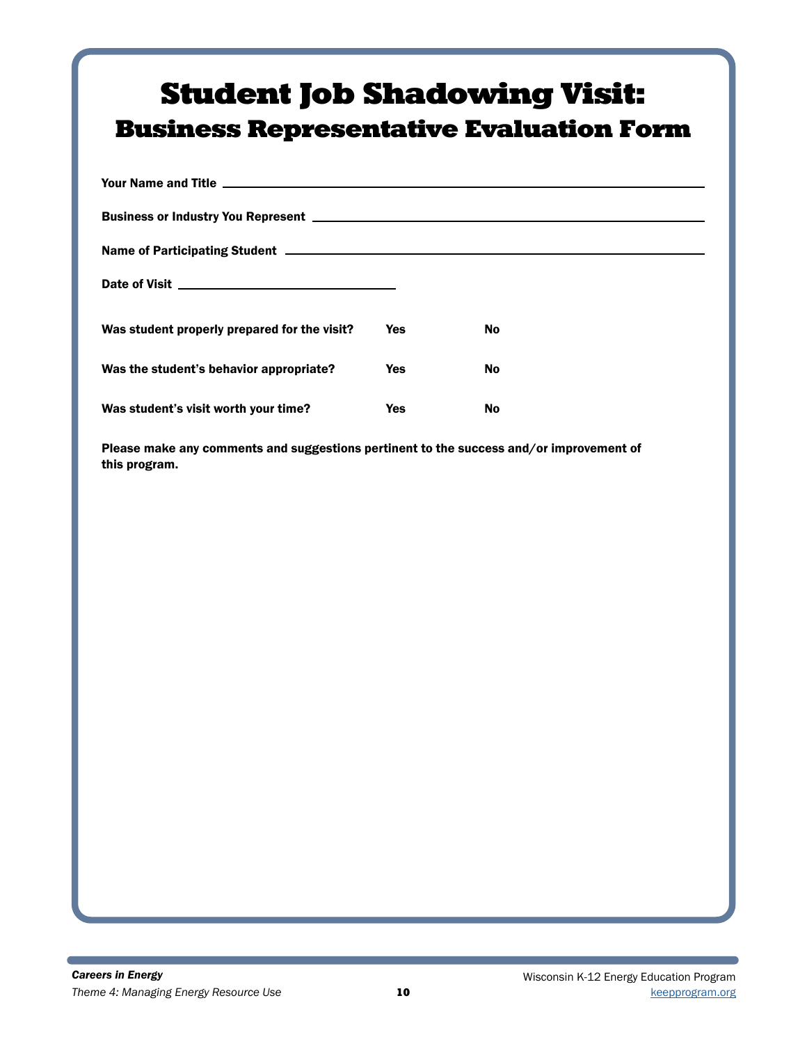# Student Job Shadowing Visit:

## Business Representative Evaluation Form

**Your Name and Title** ______________________________

**Business or Industry You Represent** ______________________________

**Name of Participating Student** ______________________________

**Date of Visit** ______________________________

**Was student properly prepared for the visit?** **Yes** **No**

**Was the student's behavior appropriate?** **Yes** **No**

**Was student's visit worth your time?** **Yes** **No**

**Please make any comments and suggestions pertinent to the success and/or improvement of this program.**